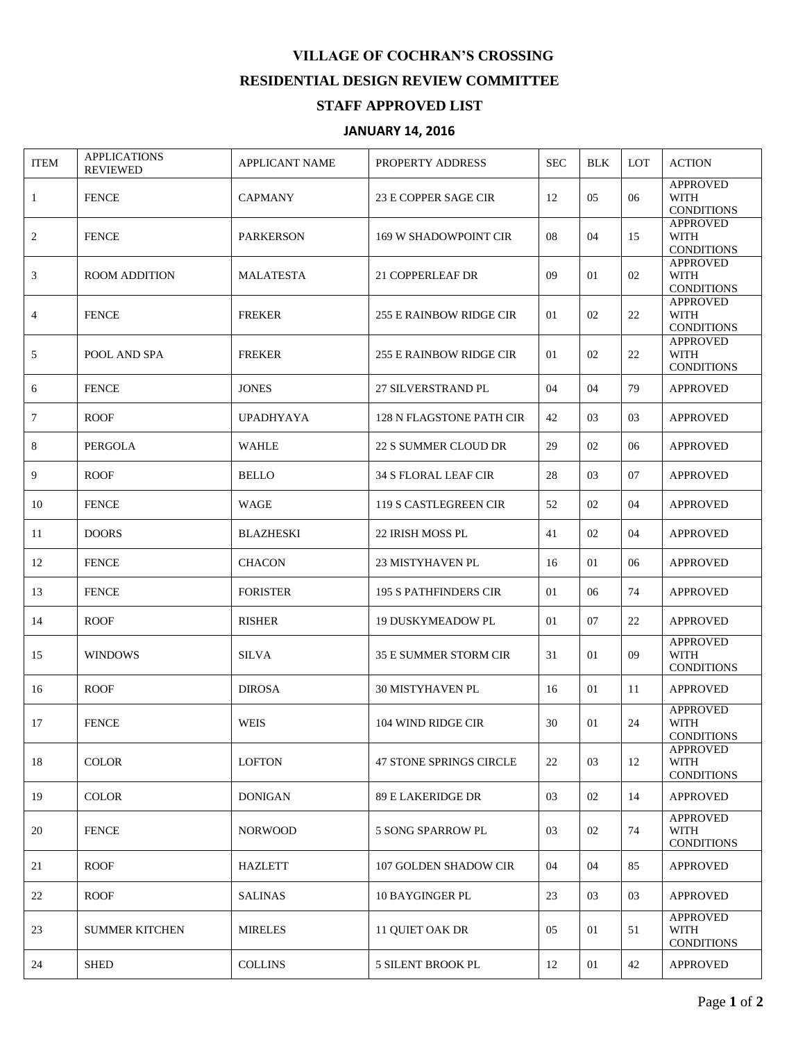# VILLAGE OF COCHRAN'S CROSSING

## RESIDENTIAL DESIGN REVIEW COMMITTEE

## STAFF APPROVED LIST

### JANUARY 14, 2016

| ITEM | APPLICATIONS REVIEWED | APPLICANT NAME | PROPERTY ADDRESS | SEC | BLK | LOT | ACTION |
|---|---|---|---|---|---|---|---|
| 1 | FENCE | CAPMANY | 23 E COPPER SAGE CIR | 12 | 05 | 06 | APPROVED WITH CONDITIONS |
| 2 | FENCE | PARKERSON | 169 W SHADOWPOINT CIR | 08 | 04 | 15 | APPROVED WITH CONDITIONS |
| 3 | ROOM ADDITION | MALATESTA | 21 COPPERLEAF DR | 09 | 01 | 02 | APPROVED WITH CONDITIONS |
| 4 | FENCE | FREKER | 255 E RAINBOW RIDGE CIR | 01 | 02 | 22 | APPROVED WITH CONDITIONS |
| 5 | POOL AND SPA | FREKER | 255 E RAINBOW RIDGE CIR | 01 | 02 | 22 | APPROVED WITH CONDITIONS |
| 6 | FENCE | JONES | 27 SILVERSTRAND PL | 04 | 04 | 79 | APPROVED |
| 7 | ROOF | UPADHYAYA | 128 N FLAGSTONE PATH CIR | 42 | 03 | 03 | APPROVED |
| 8 | PERGOLA | WAHLE | 22 S SUMMER CLOUD DR | 29 | 02 | 06 | APPROVED |
| 9 | ROOF | BELLO | 34 S FLORAL LEAF CIR | 28 | 03 | 07 | APPROVED |
| 10 | FENCE | WAGE | 119 S CASTLEGREEN CIR | 52 | 02 | 04 | APPROVED |
| 11 | DOORS | BLAZHESKI | 22 IRISH MOSS PL | 41 | 02 | 04 | APPROVED |
| 12 | FENCE | CHACON | 23 MISTYHAVEN PL | 16 | 01 | 06 | APPROVED |
| 13 | FENCE | FORISTER | 195 S PATHFINDERS CIR | 01 | 06 | 74 | APPROVED |
| 14 | ROOF | RISHER | 19 DUSKYMEADOW PL | 01 | 07 | 22 | APPROVED |
| 15 | WINDOWS | SILVA | 35 E SUMMER STORM CIR | 31 | 01 | 09 | APPROVED WITH CONDITIONS |
| 16 | ROOF | DIROSA | 30 MISTYHAVEN PL | 16 | 01 | 11 | APPROVED |
| 17 | FENCE | WEIS | 104 WIND RIDGE CIR | 30 | 01 | 24 | APPROVED WITH CONDITIONS |
| 18 | COLOR | LOFTON | 47 STONE SPRINGS CIRCLE | 22 | 03 | 12 | APPROVED WITH CONDITIONS |
| 19 | COLOR | DONIGAN | 89 E LAKERIDGE DR | 03 | 02 | 14 | APPROVED |
| 20 | FENCE | NORWOOD | 5 SONG SPARROW PL | 03 | 02 | 74 | APPROVED WITH CONDITIONS |
| 21 | ROOF | HAZLETT | 107 GOLDEN SHADOW CIR | 04 | 04 | 85 | APPROVED |
| 22 | ROOF | SALINAS | 10 BAYGINGER PL | 23 | 03 | 03 | APPROVED |
| 23 | SUMMER KITCHEN | MIRELES | 11 QUIET OAK DR | 05 | 01 | 51 | APPROVED WITH CONDITIONS |
| 24 | SHED | COLLINS | 5 SILENT BROOK PL | 12 | 01 | 42 | APPROVED |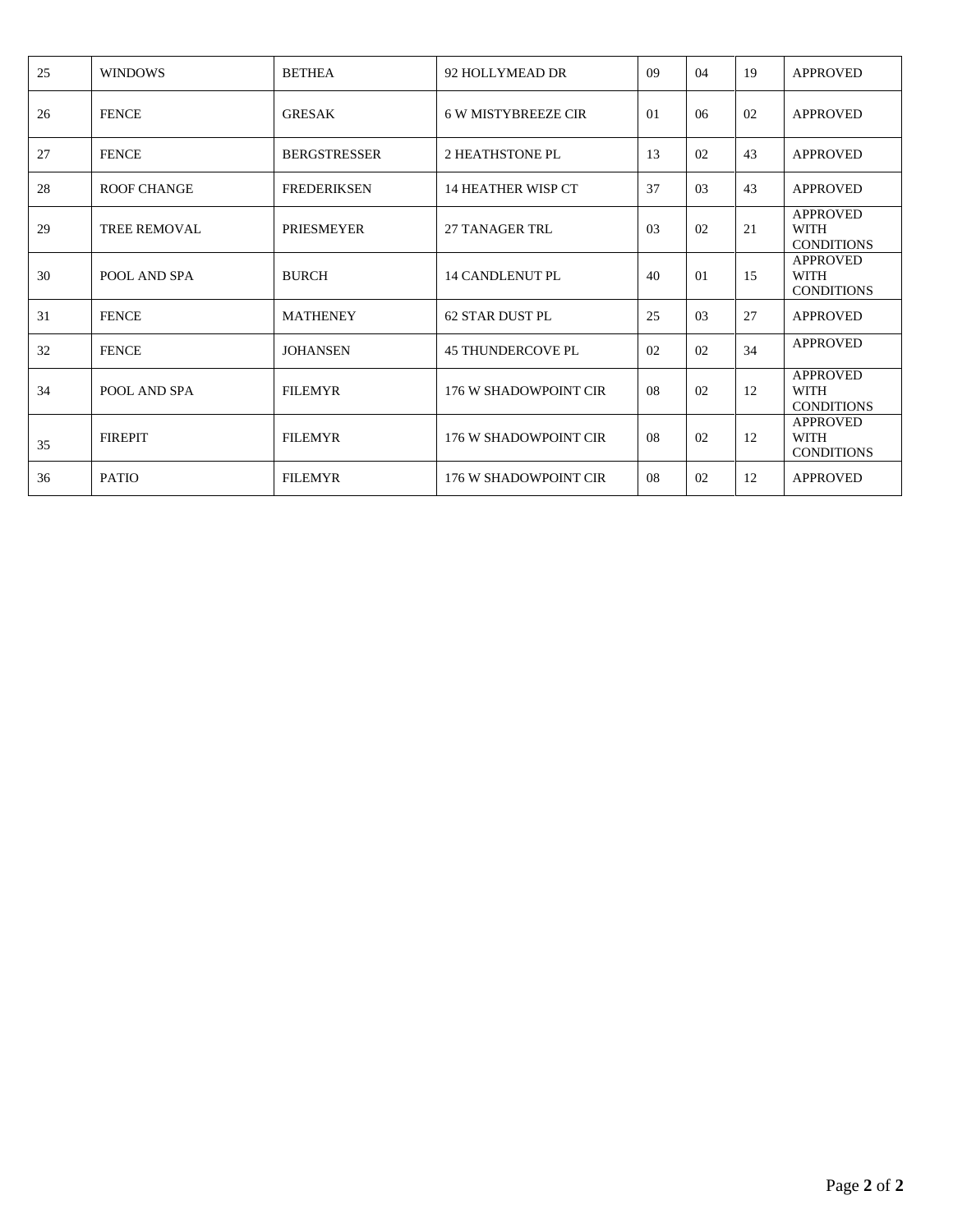| | | | | | | | |
|---|---|---|---|---|---|---|---|
| 25 | WINDOWS | BETHEA | 92 HOLLYMEAD DR | 09 | 04 | 19 | APPROVED |
| 26 | FENCE | GRESAK | 6 W MISTYBREEZE CIR | 01 | 06 | 02 | APPROVED |
| 27 | FENCE | BERGSTRESSER | 2 HEATHSTONE PL | 13 | 02 | 43 | APPROVED |
| 28 | ROOF CHANGE | FREDERIKSEN | 14 HEATHER WISP CT | 37 | 03 | 43 | APPROVED |
| 29 | TREE REMOVAL | PRIESMEYER | 27 TANAGER TRL | 03 | 02 | 21 | APPROVED WITH CONDITIONS |
| 30 | POOL AND SPA | BURCH | 14 CANDLENUT PL | 40 | 01 | 15 | APPROVED WITH CONDITIONS |
| 31 | FENCE | MATHENEY | 62 STAR DUST PL | 25 | 03 | 27 | APPROVED |
| 32 | FENCE | JOHANSEN | 45 THUNDERCOVE PL | 02 | 02 | 34 | APPROVED |
| 34 | POOL AND SPA | FILEMYR | 176 W SHADOWPOINT CIR | 08 | 02 | 12 | APPROVED WITH CONDITIONS |
| 35 | FIREPIT | FILEMYR | 176 W SHADOWPOINT CIR | 08 | 02 | 12 | APPROVED WITH CONDITIONS |
| 36 | PATIO | FILEMYR | 176 W SHADOWPOINT CIR | 08 | 02 | 12 | APPROVED |